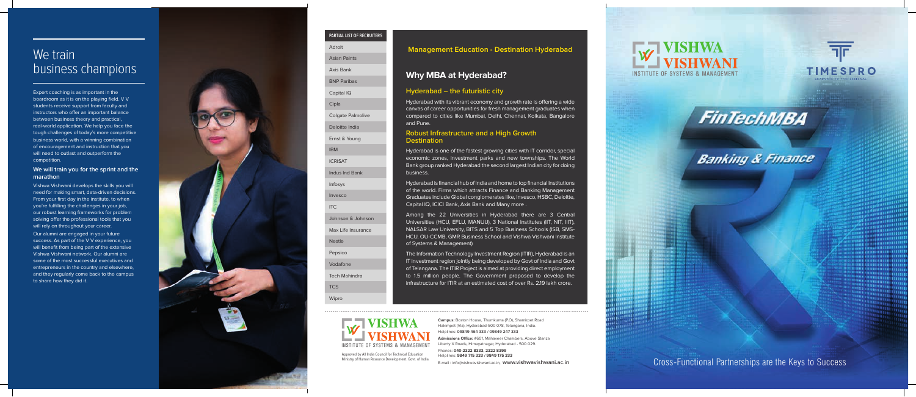# We train business champions

Expert coaching is as important in the boardroom as it is on the playing field. V V students receive support from faculty and instructors who offer an important balance between business theory and practical, real-world application. We help you face the tough challenges of today's more competitive business world, with a winning combination of encouragement and instruction that you will need to outlast and outperform the competition.

### We will train you for the sprint and the marathon

Vishwa Vishwani develops the skills you will need for making smart, data-driven decisions. From your first day in the institute, to when you're fulfilling the challenges in your job, our robust learning frameworks for problem solving offer the professional tools that you will rely on throughout your career.

Our alumni are engaged in your future success. As part of the V V experience, you will benefit from being part of the extensive Vishwa Vishwani network. Our alumni are some of the most successful executives and entrepreneurs in the country and elsewhere, and they regularly come back to the campus to share how they did it.

| PARTIAL LIST OF RECRUITERS |
|---|
| Adroit |
| Asian Paints |
| Axis Bank |
| BNP Paribas |
| Capital IQ |
| Cipla |
| Colgate Palmolive |
| Deloitte India |
| Ernst & Young |
| IBM |
| ICRISAT |
| Indus Ind Bank |
| Infosys |
| Invesco |
| ITC |
| Johnson & Johnson |
| Max Life Insurance |
| Nestle |
| Pepsico |
| Vodafone |
| Tech Mahindra |
| TCS |
| Wipro |

**Management Education - Destination Hyderabad**

## Why MBA at Hyderabad?

### Hyderabad – the futuristic city

Hyderabad with its vibrant economy and growth rate is offering a wide canvas of career opportunities for fresh management graduates when compared to cities like Mumbai, Delhi, Chennai, Kolkata, Bangalore and Pune.

### Robust Infrastructure and a High Growth Destination

Hyderabad is one of the fastest growing cities with IT corridor, special economic zones, investment parks and new townships. The World Bank group ranked Hyderabad the second largest Indian city for doing business.

Hyderabad is financial hub of India and home to top financial Institutions of the world. Firms which attracts Finance and Banking Management Graduates include Global conglomerates like, Invesco, HSBC, Deloitte, Capital IQ, ICICI Bank, Axis Bank and Many more .

Among the 22 Universities in Hyderabad there are 3 Central Universities (HCU, EFLU, MANUU), 3 National Institutes (IIT, NIT, IIIT), NALSAR Law University, BITS and 5 Top Business Schools (ISB, SMS-HCU, OU-CCMB, GMR Business School and Vishwa Vishwani Institute of Systems & Management)

The Information Technology Investment Region (ITIR), Hyderabad is an IT investment region jointly being developed by Govt of India and Govt of Telangana. The ITIR Project is aimed at providing direct employment to 1.5 million people. The Government proposed to develop the infrastructure for ITIR at an estimated cost of over Rs. 2.19 lakh crore.

**VISHWA VISHWANI**
INSTITUTE OF SYSTEMS & MANAGEMENT

Approved by All India Council for Technical Education
Ministry of Human Resource Development. Govt. of India.

**Campus:** Boston House, Thumkunta (P.O), Shamirpet Road Hakimpet (Via), Hyderabad-500 078, Telangana, India.
Helplines: **09849 464 333 / 09849 247 333**

**Admissions Office:** #601, Mahaveer Chambers, Above Stanza Liberty X Roads, Himayatnagar, Hyderabad - 500 029.

Phones: **040-2322 8333, 2322 8399**
Helplines: **9849 715 333 / 9849 175 333**

E-mail : info@vishwavishwani.ac.in, **www.vishwavishwani.ac.in**

**VISHWA VISHWANI**
INSTITUTE OF SYSTEMS & MANAGEMENT

**TIMESPRO**

# FinTechMBA

## Banking & Finance

Cross-Functional Partnerships are the Keys to Success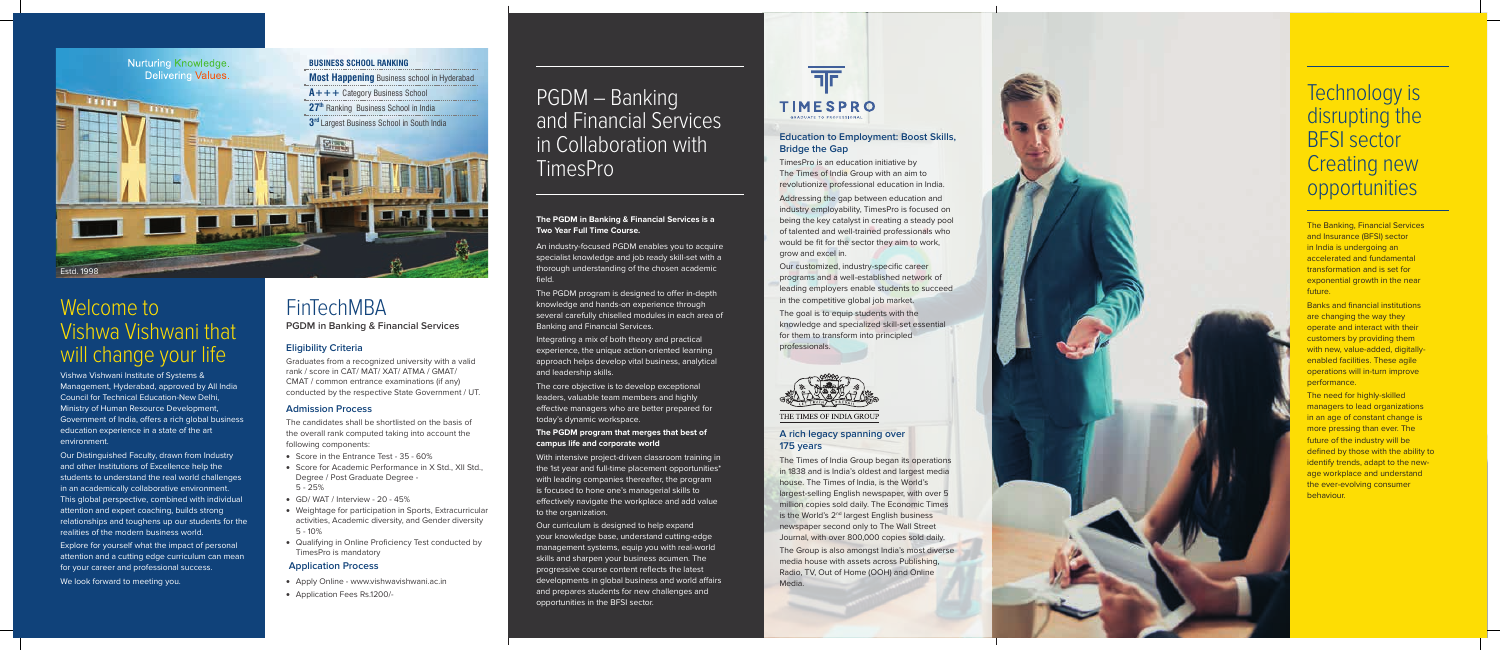Nurturing Knowledge, Delivering Values.

**BUSINESS SCHOOL RANKING**

**Most Happening** Business school in Hyderabad

**A + + +** Category Business School

**27th** Ranking Business School in India

**3rd** Largest Business School in South India

Estd. 1998

# Welcome to Vishwa Vishwani that will change your life

Vishwa Vishwani Institute of Systems & Management, Hyderabad, approved by All India Council for Technical Education-New Delhi, Ministry of Human Resource Development, Government of India, offers a rich global business education experience in a state of the art environment.

Our Distinguished Faculty, drawn from Industry and other Institutions of Excellence help the students to understand the real world challenges in an academically collaborative environment. This global perspective, combined with individual attention and expert coaching, builds strong relationships and toughens up our students for the realities of the modern business world.

Explore for yourself what the impact of personal attention and a cutting edge curriculum can mean for your career and professional success.

We look forward to meeting you.

# FinTechMBA

**PGDM in Banking & Financial Services**

### Eligibility Criteria

Graduates from a recognized university with a valid rank / score in CAT/ MAT/ XAT/ ATMA / GMAT/ CMAT / common entrance examinations (if any) conducted by the respective State Government / UT.

### Admission Process

The candidates shall be shortlisted on the basis of the overall rank computed taking into account the following components:

- Score in the Entrance Test - 35 - 60%
- Score for Academic Performance in X Std., XII Std., Degree / Post Graduate Degree - 5 - 25%
- GD/ WAT / Interview - 20 - 45%
- Weightage for participation in Sports, Extracurricular activities, Academic diversity, and Gender diversity 5 - 10%
- Qualifying in Online Proficiency Test conducted by TimesPro is mandatory

### Application Process

- Apply Online - www.vishwavishwani.ac.in
- Application Fees Rs.1200/-

# PGDM – Banking and Financial Services in Collaboration with TimesPro

**The PGDM in Banking & Financial Services is a Two Year Full Time Course.**

An industry-focused PGDM enables you to acquire specialist knowledge and job ready skill-set with a thorough understanding of the chosen academic field.

The PGDM program is designed to offer in-depth knowledge and hands-on experience through several carefully chiselled modules in each area of Banking and Financial Services.

Integrating a mix of both theory and practical experience, the unique action-oriented learning approach helps develop vital business, analytical and leadership skills.

The core objective is to develop exceptional leaders, valuable team members and highly effective managers who are better prepared for today's dynamic workspace.

**The PGDM program that merges that best of campus life and corporate world**

With intensive project-driven classroom training in the 1st year and full-time placement opportunities* with leading companies thereafter, the program is focused to hone one's managerial skills to effectively navigate the workplace and add value to the organization.

Our curriculum is designed to help expand your knowledge base, understand cutting-edge management systems, equip you with real-world skills and sharpen your business acumen. The progressive course content reflects the latest developments in global business and world affairs and prepares students for new challenges and opportunities in the BFSI sector.

TIMESPRO

GRADUATE TO PROFESSIONAL

### Education to Employment: Boost Skills, Bridge the Gap

TimesPro is an education initiative by The Times of India Group with an aim to revolutionize professional education in India.

Addressing the gap between education and industry employability, TimesPro is focused on being the key catalyst in creating a steady pool of talented and well-trained professionals who would be fit for the sector they aim to work, grow and excel in.

Our customized, industry-specific career programs and a well-established network of leading employers enable students to succeed in the competitive global job market.

The goal is to equip students with the knowledge and specialized skill-set essential for them to transform into principled professionals.

THE TIMES OF INDIA GROUP

### A rich legacy spanning over 175 years

The Times of India Group began its operations in 1838 and is India's oldest and largest media house. The Times of India, is the World's largest-selling English newspaper, with over 5 million copies sold daily. The Economic Times is the World's 2nd largest English business newspaper second only to The Wall Street Journal, with over 800,000 copies sold daily.

The Group is also amongst India's most diverse media house with assets across Publishing, Radio, TV, Out of Home (OOH) and Online Media.

# Technology is disrupting the BFSI sector Creating new opportunities

The Banking, Financial Services and Insurance (BFSI) sector in India is undergoing an accelerated and fundamental transformation and is set for exponential growth in the near future.

Banks and financial institutions are changing the way they operate and interact with their customers by providing them with new, value-added, digitally-enabled facilities. These agile operations will in-turn improve performance.

The need for highly-skilled managers to lead organizations in an age of constant change is more pressing than ever. The future of the industry will be defined by those with the ability to identify trends, adapt to the new-age workplace and understand the ever-evolving consumer behaviour.